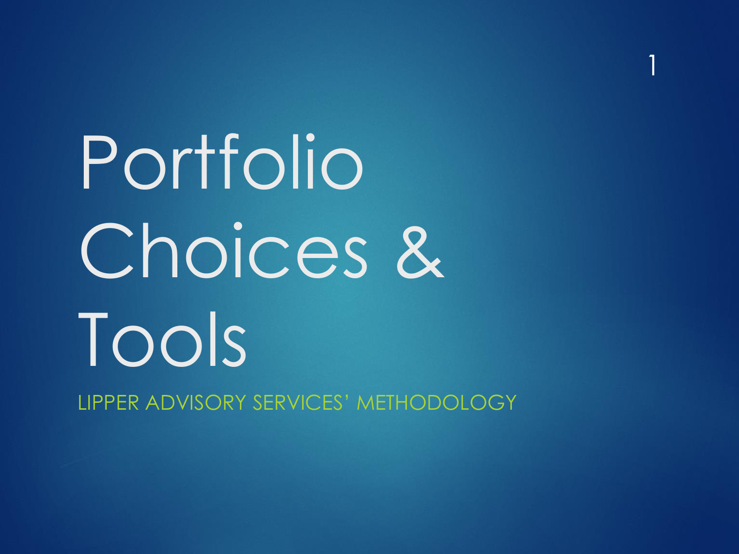# Portfolio Choices & Tools

LIPPER ADVISORY SERVICES' METHODOLOGY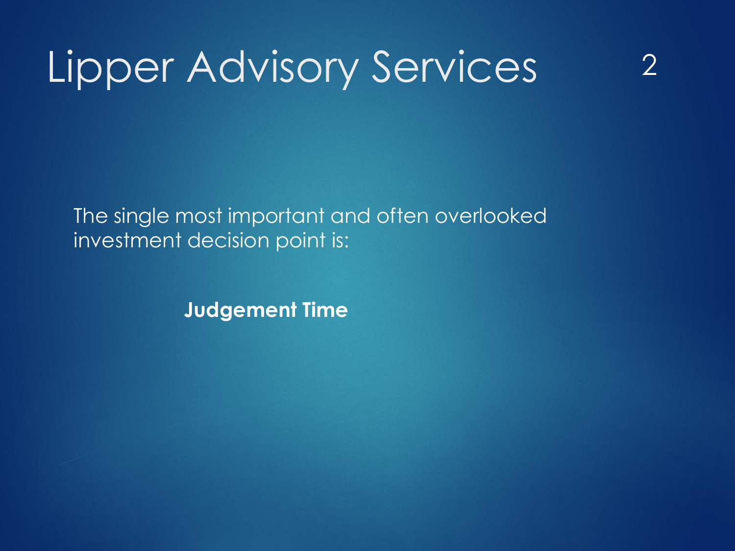# Lipper Advisory Services

The single most important and often overlooked investment decision point is:

**Judgement Time**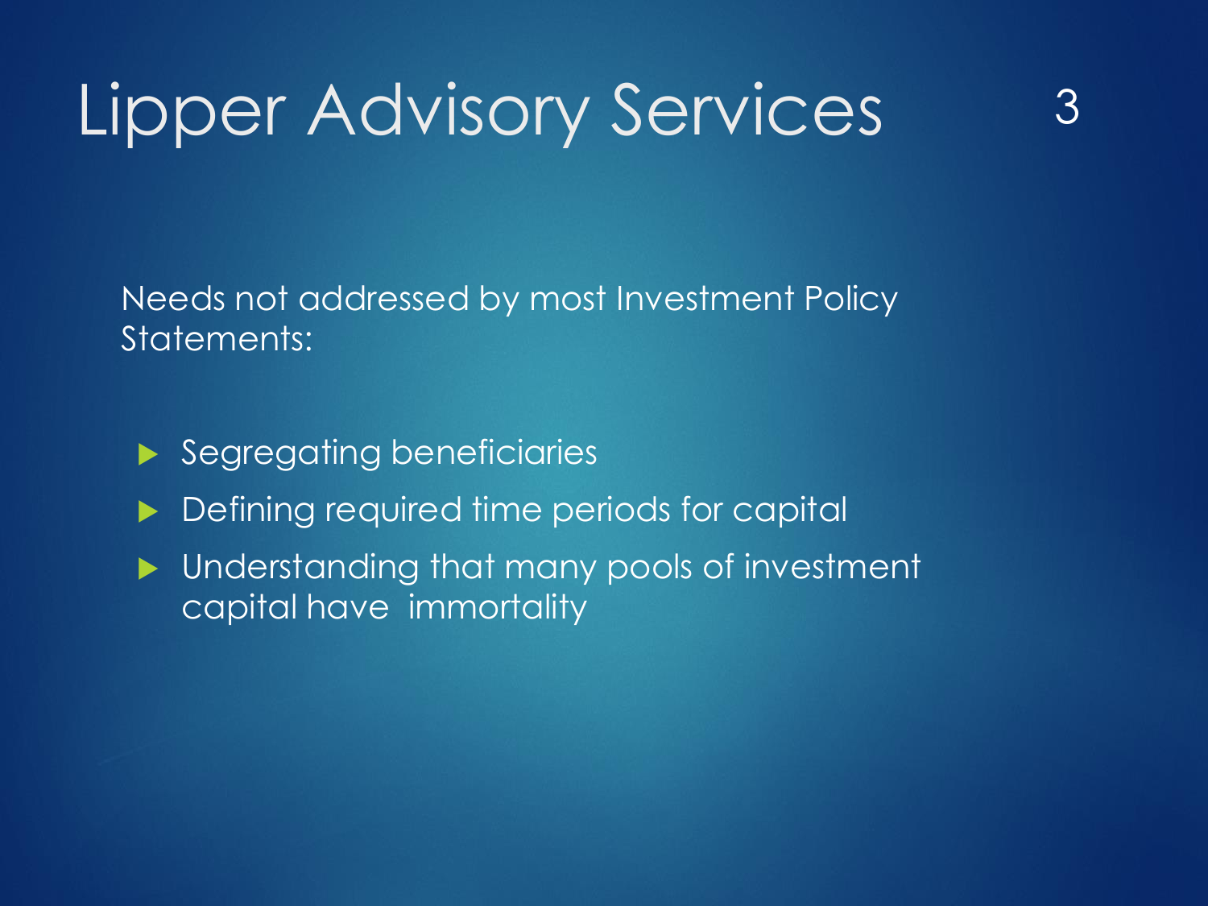# Lipper Advisory Services

Needs not addressed by most Investment Policy Statements:

- Segregating beneficiaries
- Defining required time periods for capital
- Understanding that many pools of investment capital have immortality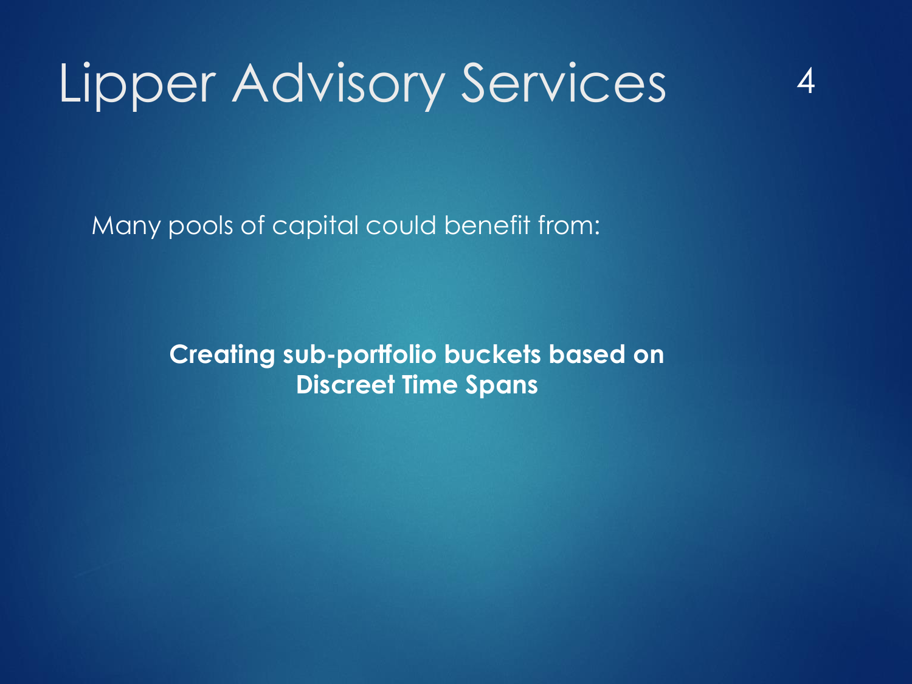# Lipper Advisory Services

Many pools of capital could benefit from:

**Creating sub-portfolio buckets based on Discreet Time Spans**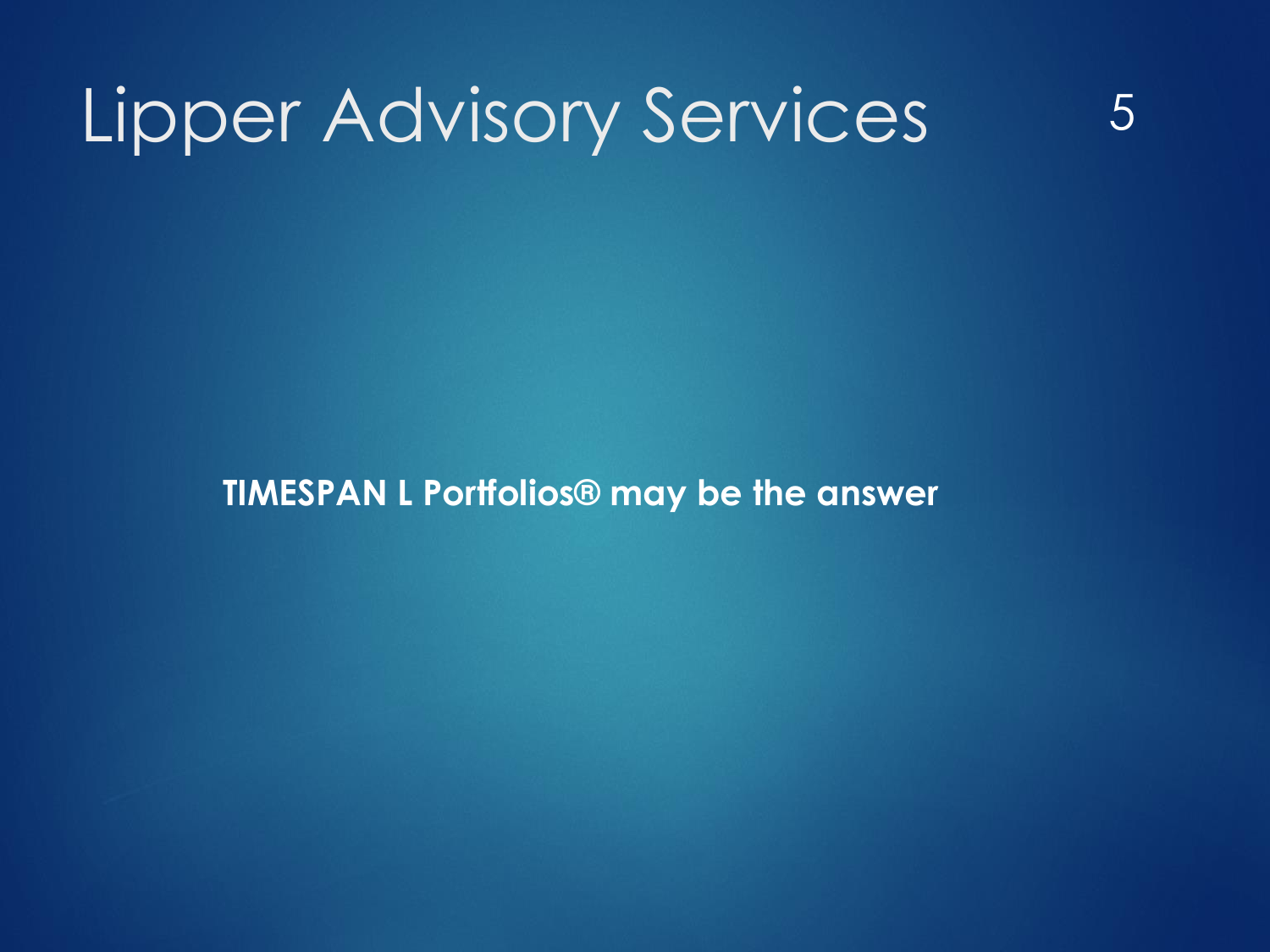# Lipper Advisory Services

**TIMESPAN L Portfolios® may be the answer**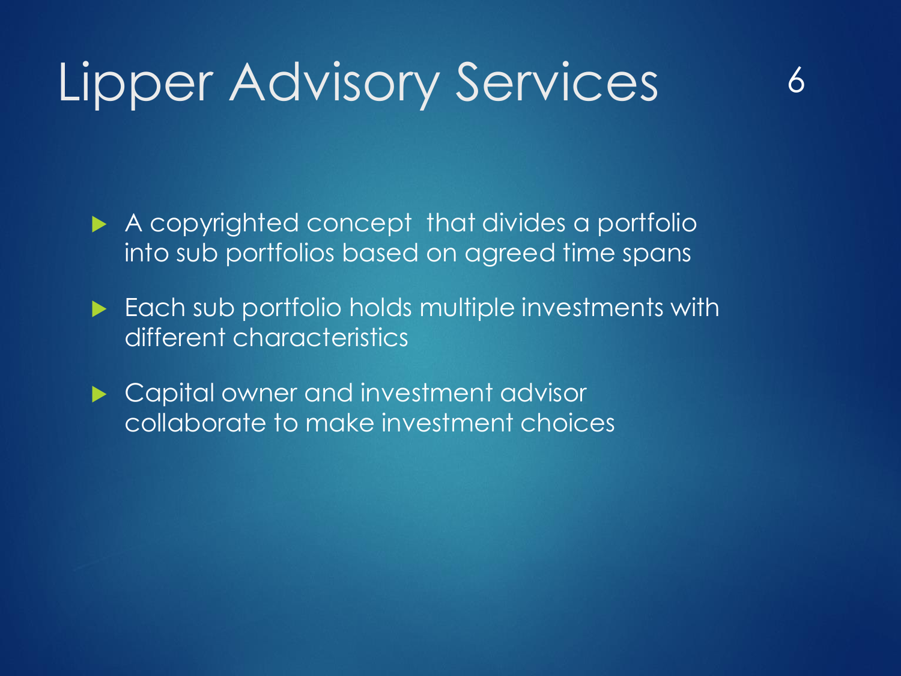# Lipper Advisory Services

- A copyrighted concept that divides a portfolio into sub portfolios based on agreed time spans
- Each sub portfolio holds multiple investments with different characteristics
- Capital owner and investment advisor collaborate to make investment choices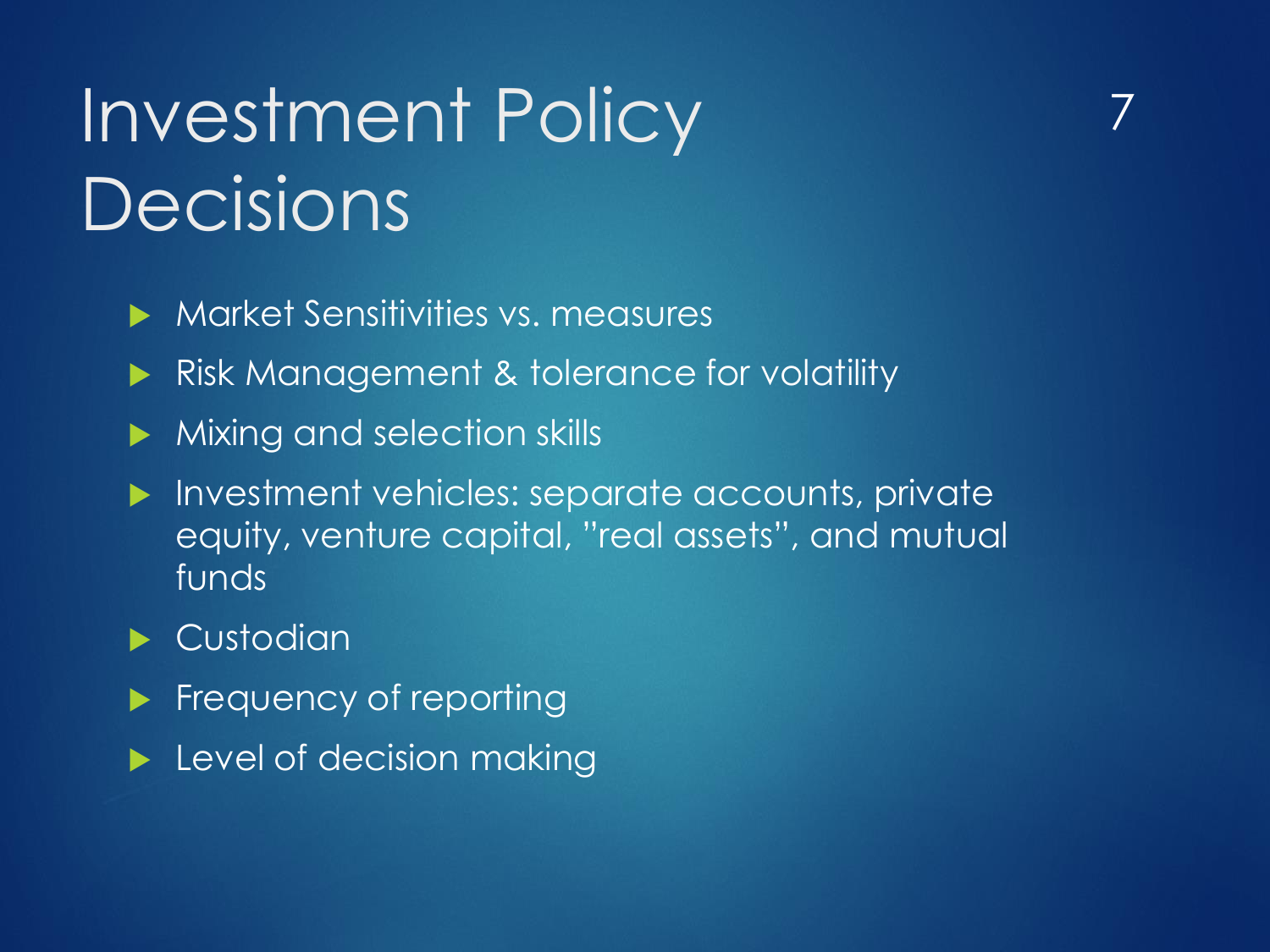# Investment Policy Decisions

- Market Sensitivities vs. measures
- Risk Management & tolerance for volatility
- Mixing and selection skills
- Investment vehicles: separate accounts, private equity, venture capital, "real assets", and mutual funds
- Custodian
- Frequency of reporting
- Level of decision making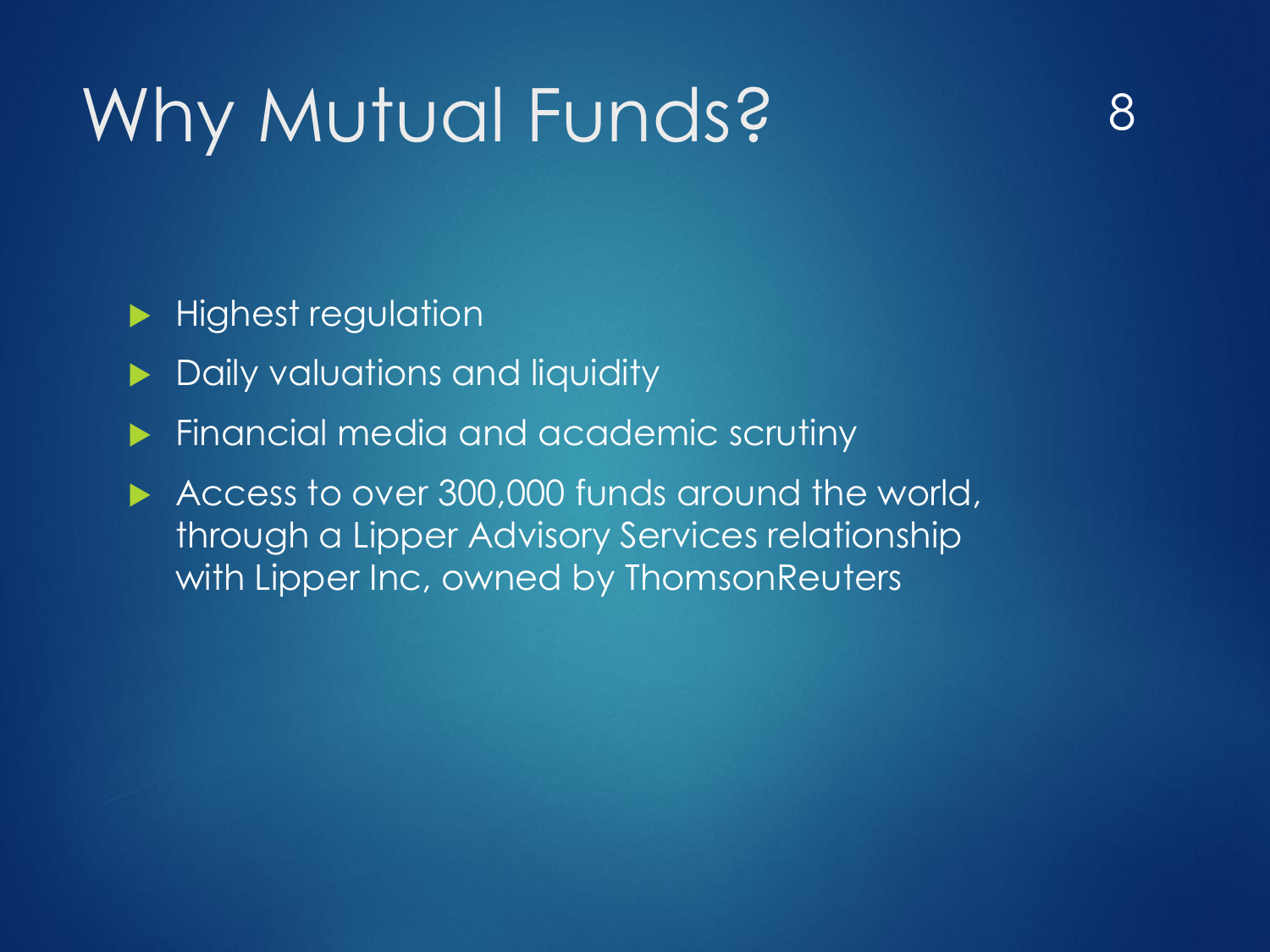# Why Mutual Funds?

- Highest regulation
- Daily valuations and liquidity
- Financial media and academic scrutiny
- Access to over 300,000 funds around the world, through a Lipper Advisory Services relationship with Lipper Inc, owned by ThomsonReuters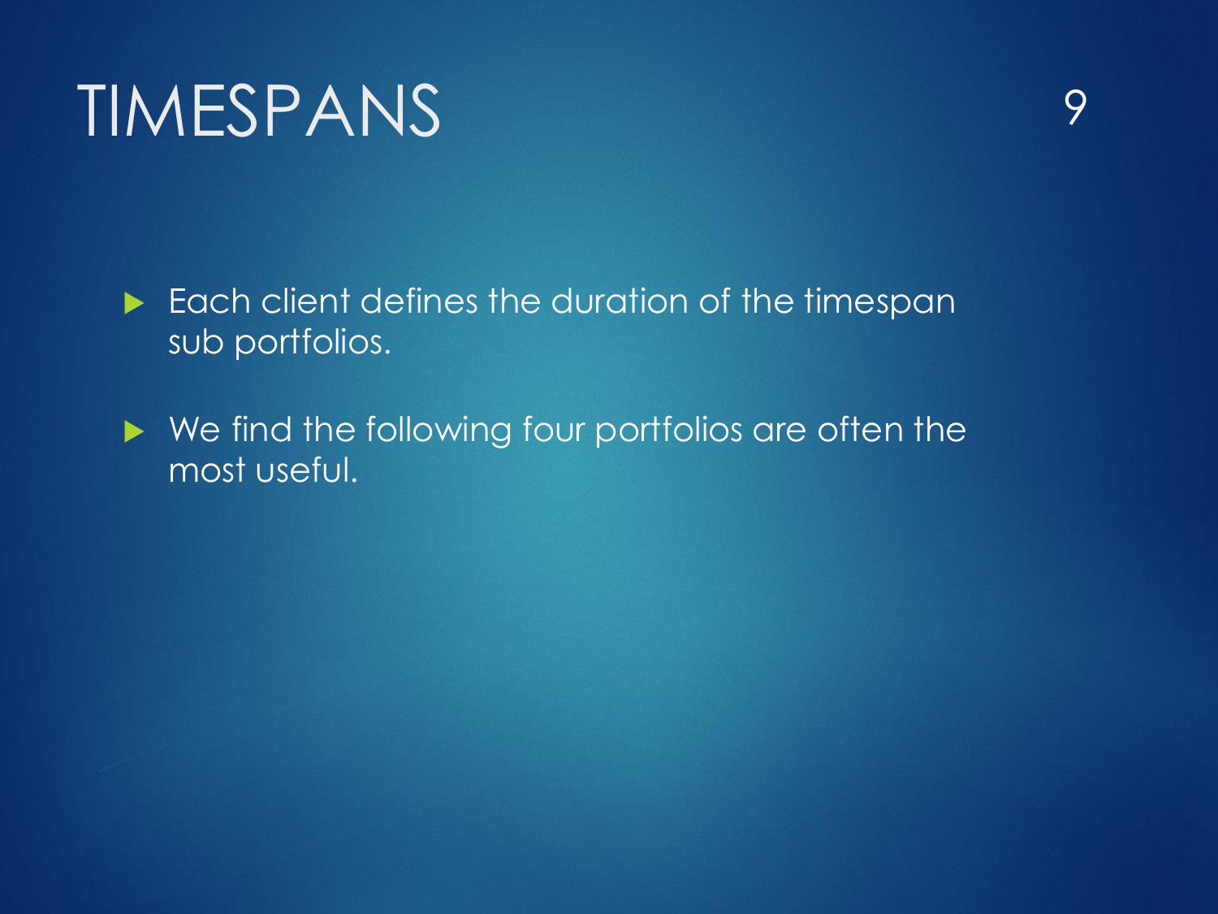# TIMESPANS

- Each client defines the duration of the timespan sub portfolios.
- We find the following four portfolios are often the most useful.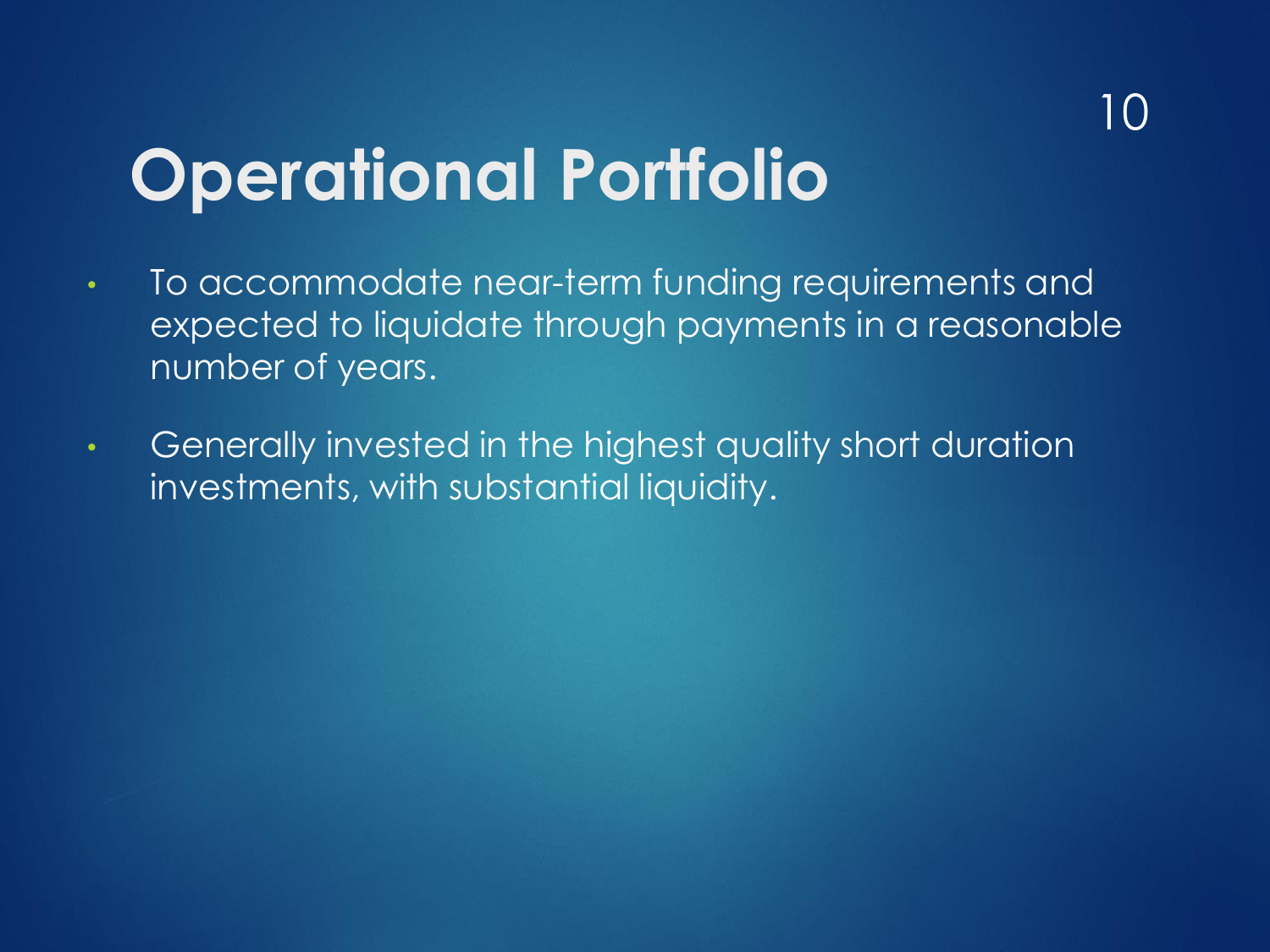# Operational Portfolio

- To accommodate near-term funding requirements and expected to liquidate through payments in a reasonable number of years.
- Generally invested in the highest quality short duration investments, with substantial liquidity.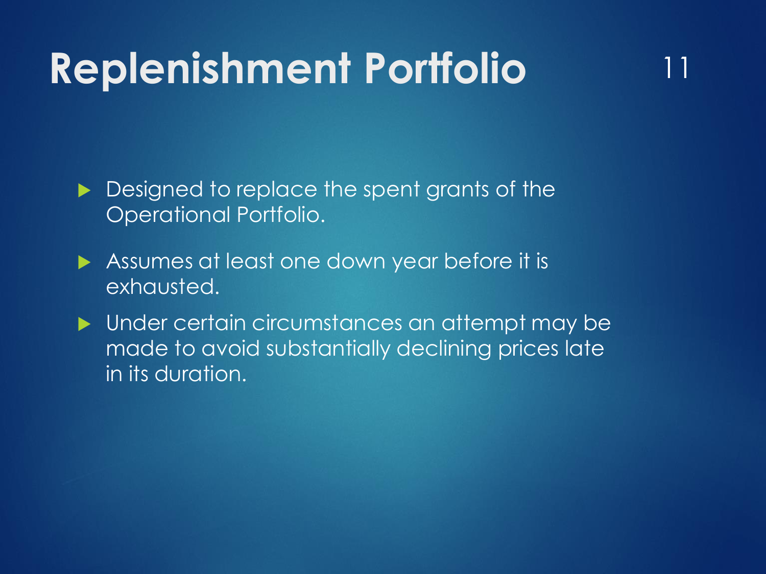# Replenishment Portfolio

- Designed to replace the spent grants of the Operational Portfolio.
- Assumes at least one down year before it is exhausted.
- Under certain circumstances an attempt may be made to avoid substantially declining prices late in its duration.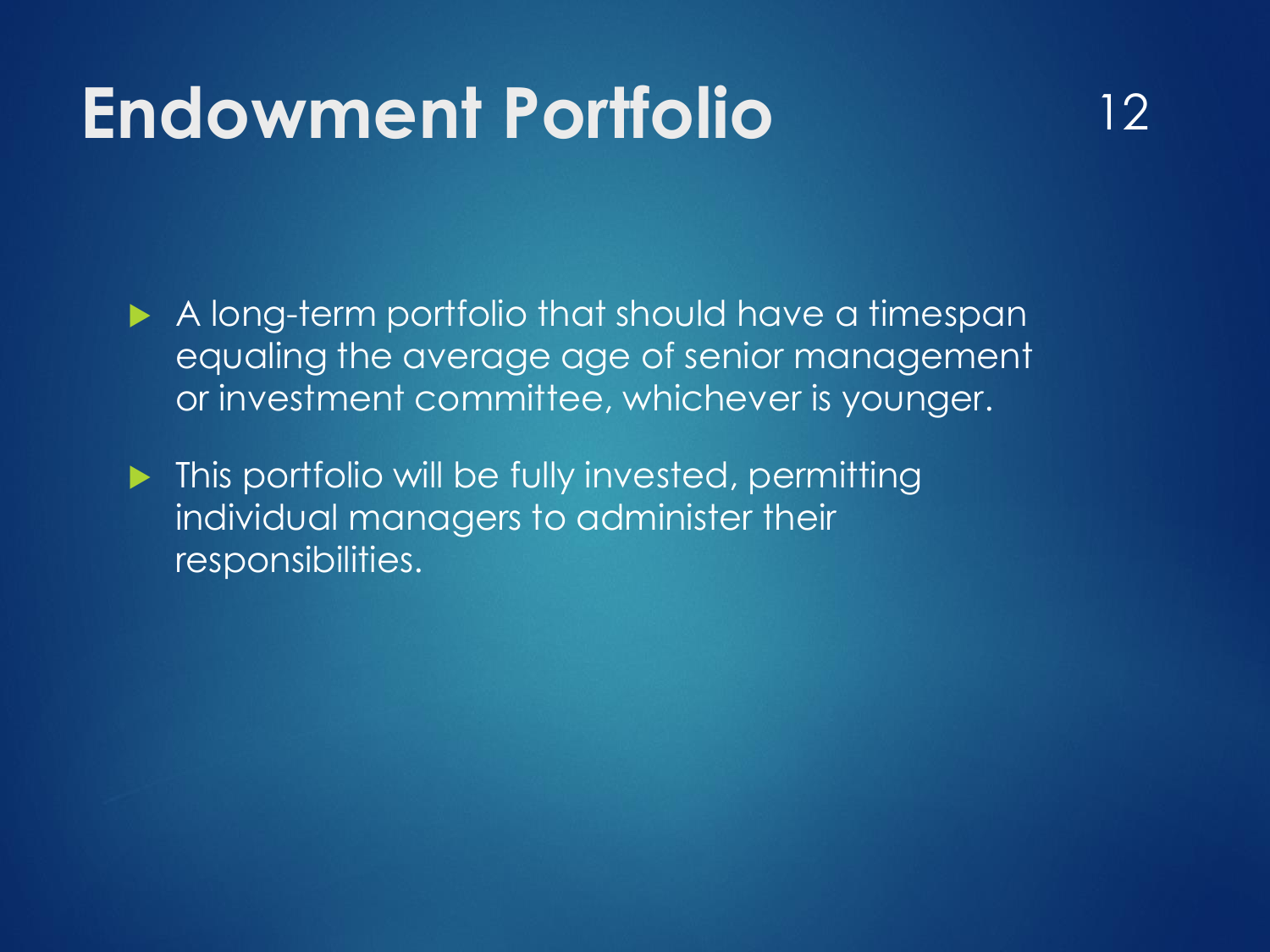# Endowment Portfolio

- A long-term portfolio that should have a timespan equaling the average age of senior management or investment committee, whichever is younger.
- This portfolio will be fully invested, permitting individual managers to administer their responsibilities.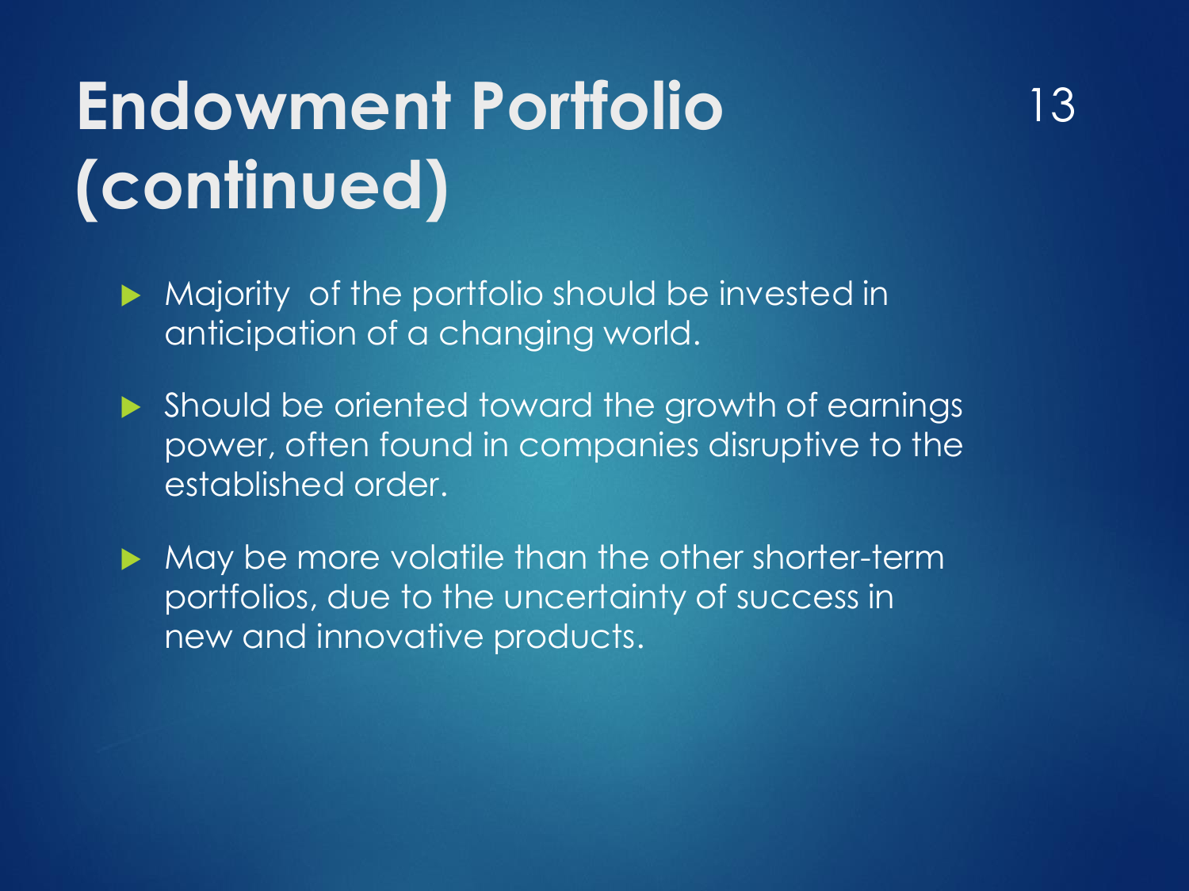# Endowment Portfolio (continued)

- Majority of the portfolio should be invested in anticipation of a changing world.
- Should be oriented toward the growth of earnings power, often found in companies disruptive to the established order.
- May be more volatile than the other shorter-term portfolios, due to the uncertainty of success in new and innovative products.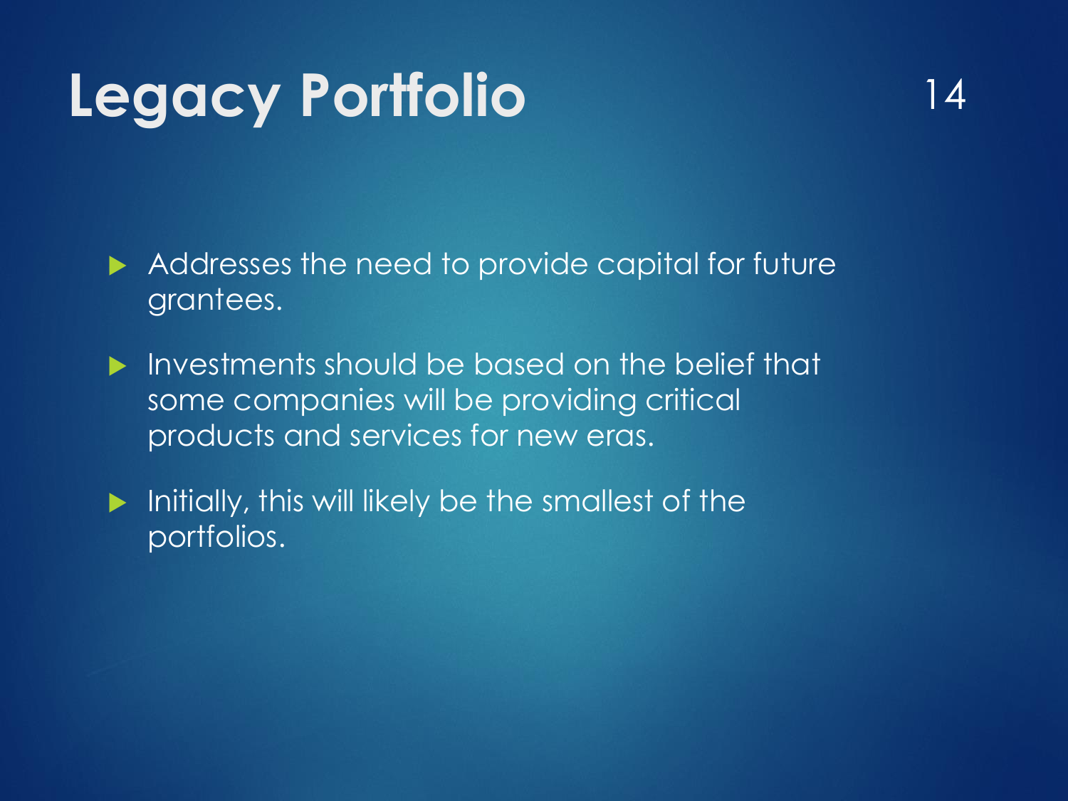# Legacy Portfolio

- Addresses the need to provide capital for future grantees.
- Investments should be based on the belief that some companies will be providing critical products and services for new eras.
- Initially, this will likely be the smallest of the portfolios.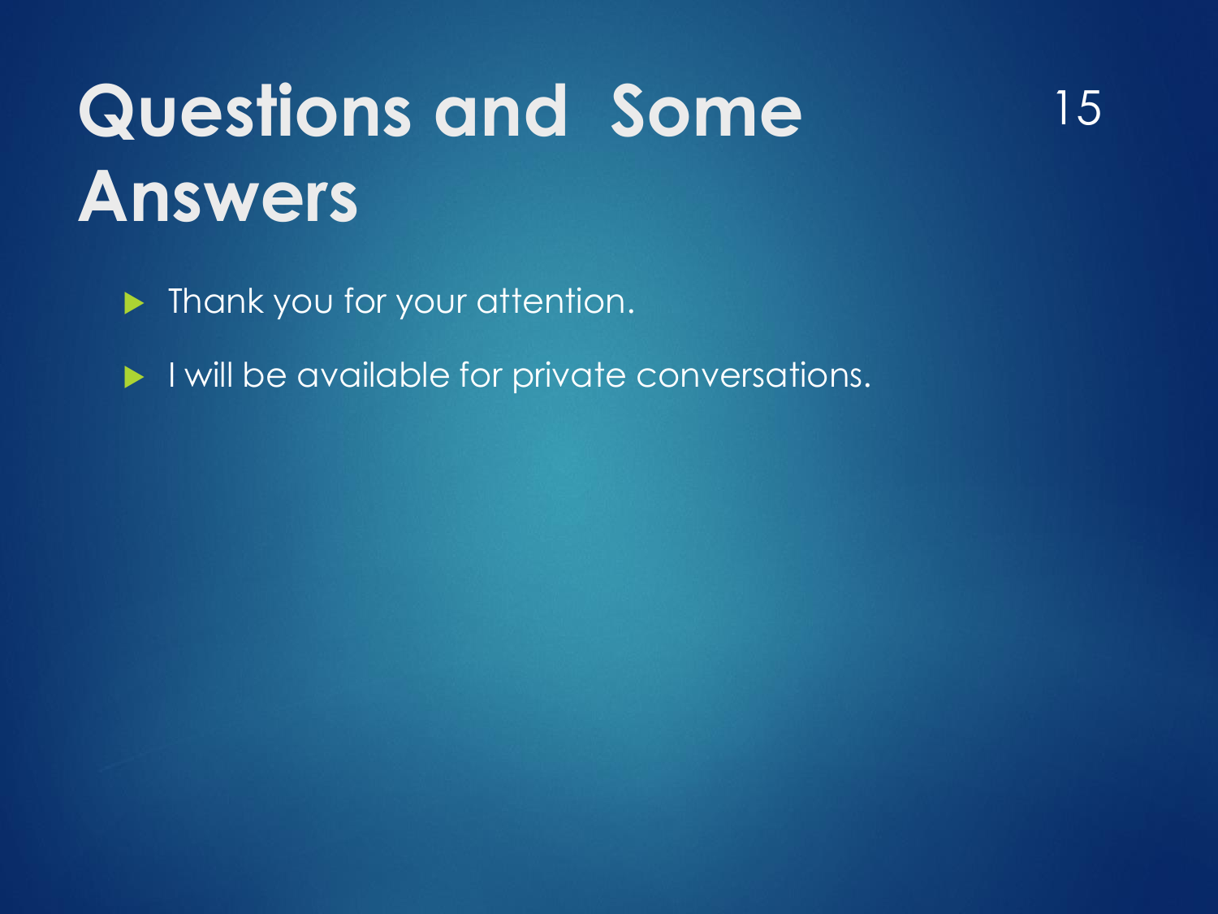# Questions and Some Answers

- Thank you for your attention.
- I will be available for private conversations.